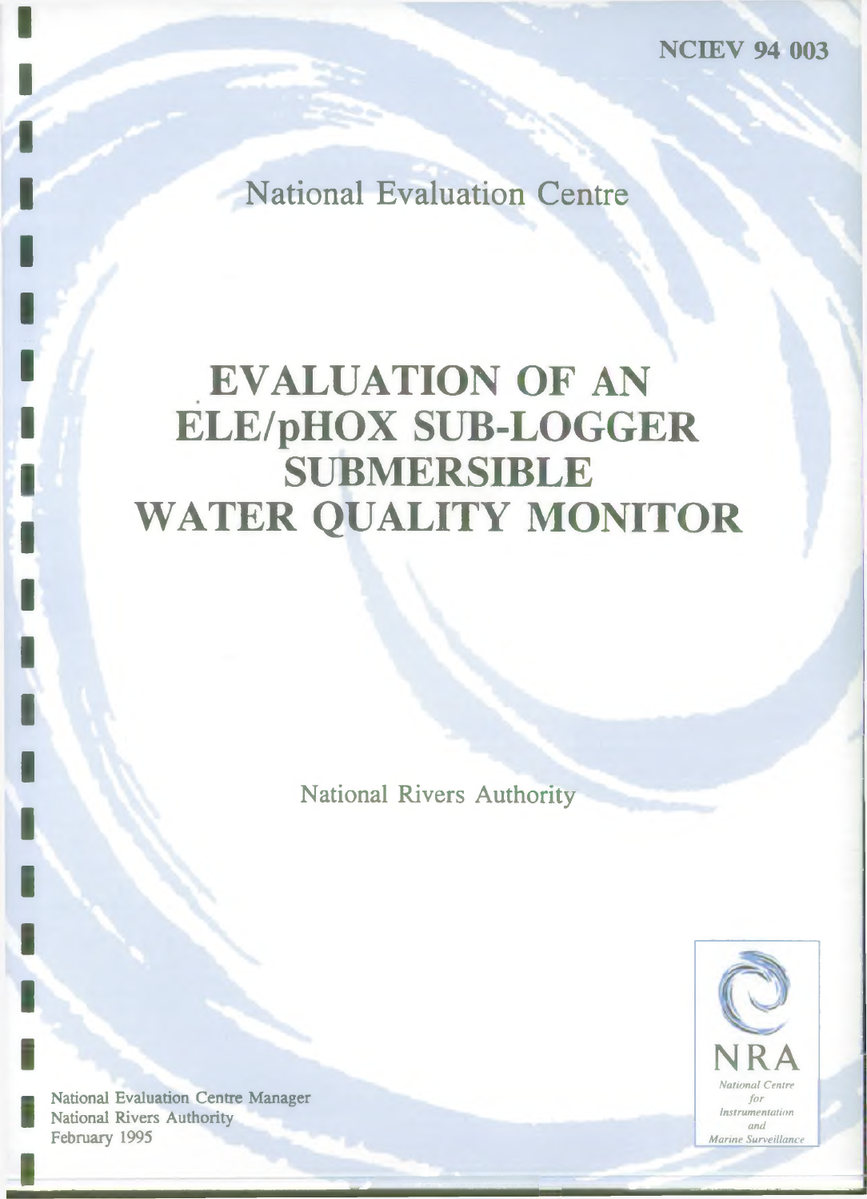NCIEV 94 003

National Evaluation Centre

# EVALUATION OF AN ELE/pHOX SUB-LOGGER SUBMERSIBLE WATER QUALITY MONITOR

National Rivers Authority

NRA

*National Centre for Instrumentation and Marine Surveillance*

National Evaluation Centre Manager
National Rivers Authority
February 1995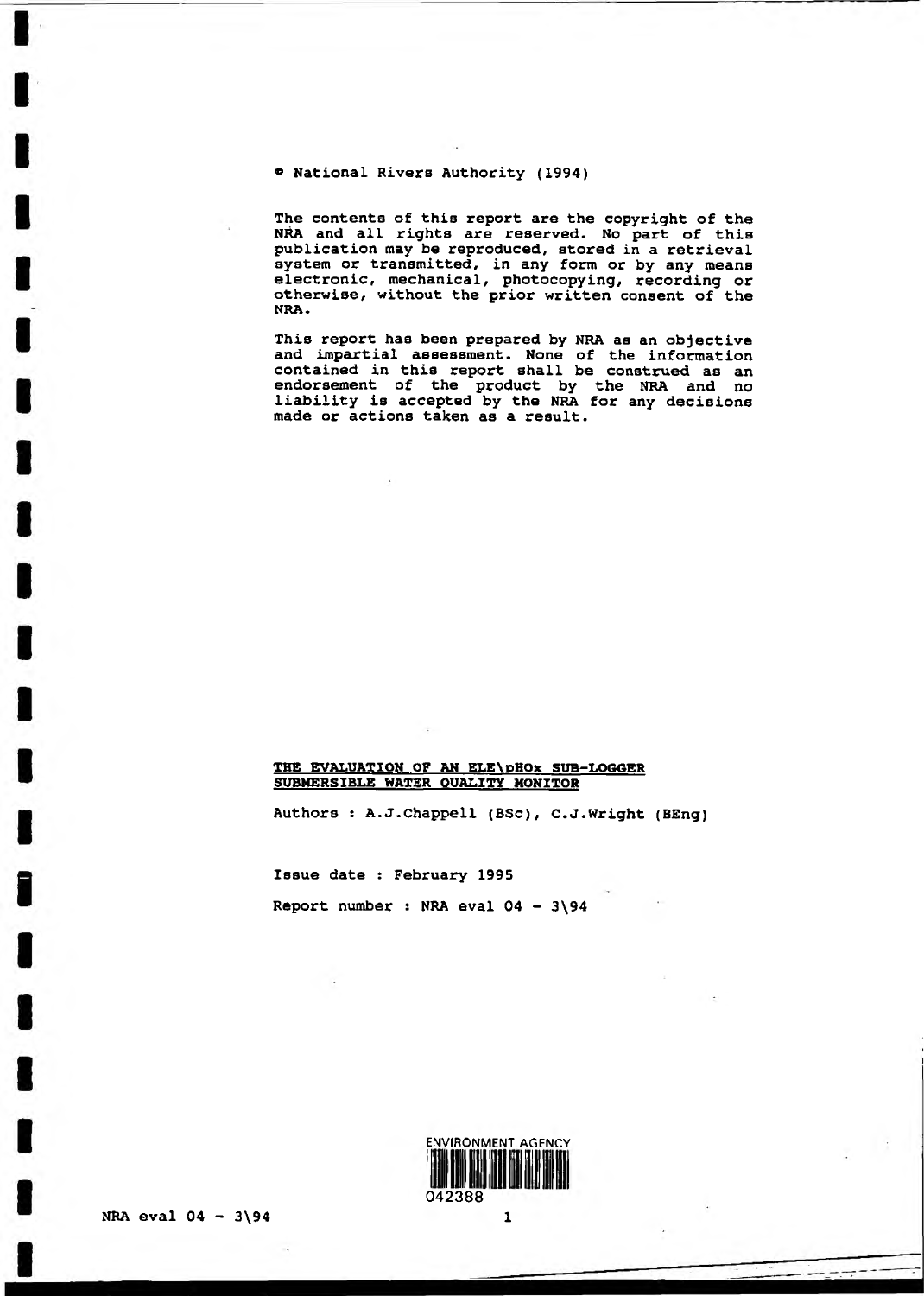© National Rivers Authority (1994)

The contents of this report are the copyright of the NRA and all rights are reserved. No part of this publication may be reproduced, stored in a retrieval system or transmitted, in any form or by any means electronic, mechanical, photocopying, recording or otherwise, without the prior written consent of the NRA.

This report has been prepared by NRA as an objective and impartial assessment. None of the information contained in this report shall be construed as an endorsement of the product by the NRA and no liability is accepted by the NRA for any decisions made or actions taken as a result.

**THE EVALUATION OF AN ELE\pHOx SUB-LOGGER SUBMERSIBLE WATER QUALITY MONITOR**

Authors : A.J.Chappell (BSc), C.J.Wright (BEng)

Issue date : February 1995

Report number : NRA eval 04 - 3\94

ENVIRONMENT AGENCY

042388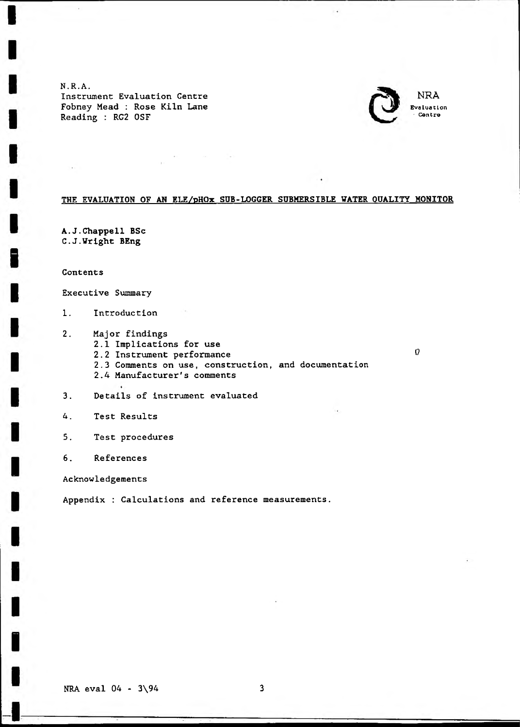N.R.A.
Instrument Evaluation Centre
Fobney Mead : Rose Kiln Lane
Reading : RG2 0SF

NRA
Evaluation
Centre

## THE EVALUATION OF AN ELE/pHOx SUB-LOGGER SUBMERSIBLE WATER QUALITY MONITOR

**A.J.Chappell BSc**
**C.J.Wright BEng**

Contents

Executive Summary

1. Introduction

2. Major findings
   - 2.1 Implications for use
   - 2.2 Instrument performance
   - 2.3 Comments on use, construction, and documentation
   - 2.4 Manufacturer's comments

3. Details of instrument evaluated

4. Test Results

5. Test procedures

6. References

Acknowledgements

Appendix : Calculations and reference measurements.

NRA eval 04 - 3\94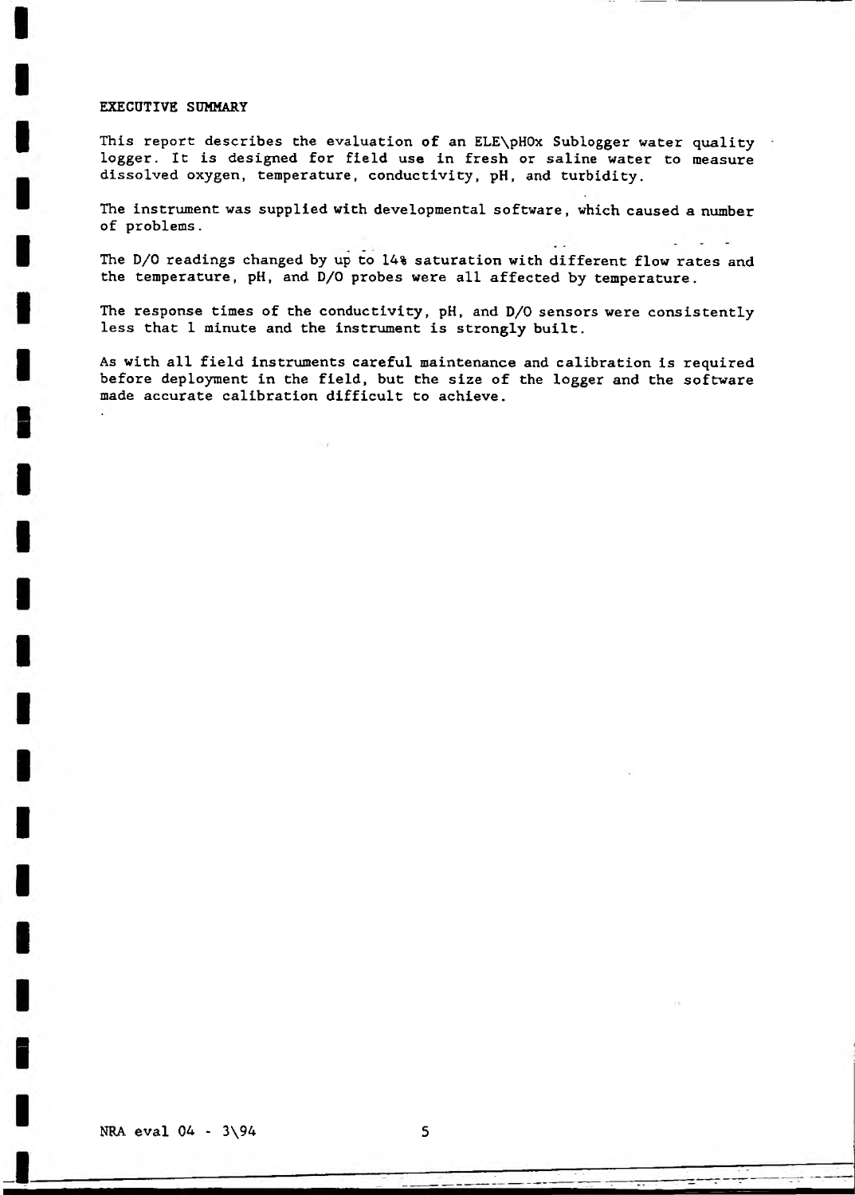## EXECUTIVE SUMMARY

This report describes the evaluation of an ELE\pHOx Sublogger water quality logger. It is designed for field use in fresh or saline water to measure dissolved oxygen, temperature, conductivity, pH, and turbidity.

The instrument was supplied with developmental software, which caused a number of problems.

The D/O readings changed by up to 14% saturation with different flow rates and the temperature, pH, and D/O probes were all affected by temperature.

The response times of the conductivity, pH, and D/O sensors were consistently less that 1 minute and the instrument is strongly built.

As with all field instruments careful maintenance and calibration is required before deployment in the field, but the size of the logger and the software made accurate calibration difficult to achieve.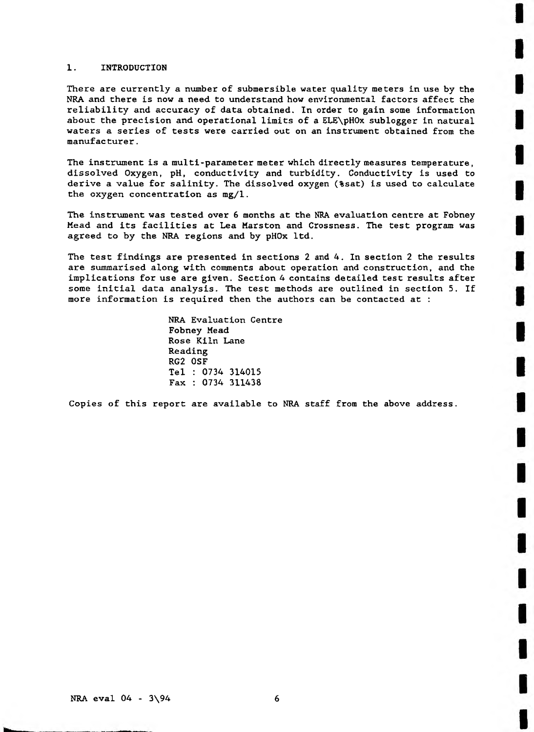## 1. INTRODUCTION

There are currently a number of submersible water quality meters in use by the NRA and there is now a need to understand how environmental factors affect the reliability and accuracy of data obtained. In order to gain some information about the precision and operational limits of a ELE\pHOx sublogger in natural waters a series of tests were carried out on an instrument obtained from the manufacturer.

The instrument is a multi-parameter meter which directly measures temperature, dissolved Oxygen, pH, conductivity and turbidity. Conductivity is used to derive a value for salinity. The dissolved oxygen (%sat) is used to calculate the oxygen concentration as mg/l.

The instrument was tested over 6 months at the NRA evaluation centre at Fobney Mead and its facilities at Lea Marston and Crossness. The test program was agreed to by the NRA regions and by pHOx ltd.

The test findings are presented in sections 2 and 4. In section 2 the results are summarised along with comments about operation and construction, and the implications for use are given. Section 4 contains detailed test results after some initial data analysis. The test methods are outlined in section 5. If more information is required then the authors can be contacted at :

NRA Evaluation Centre  
Fobney Mead  
Rose Kiln Lane  
Reading  
RG2 0SF  
Tel : 0734 314015  
Fax : 0734 311438

Copies of this report are available to NRA staff from the above address.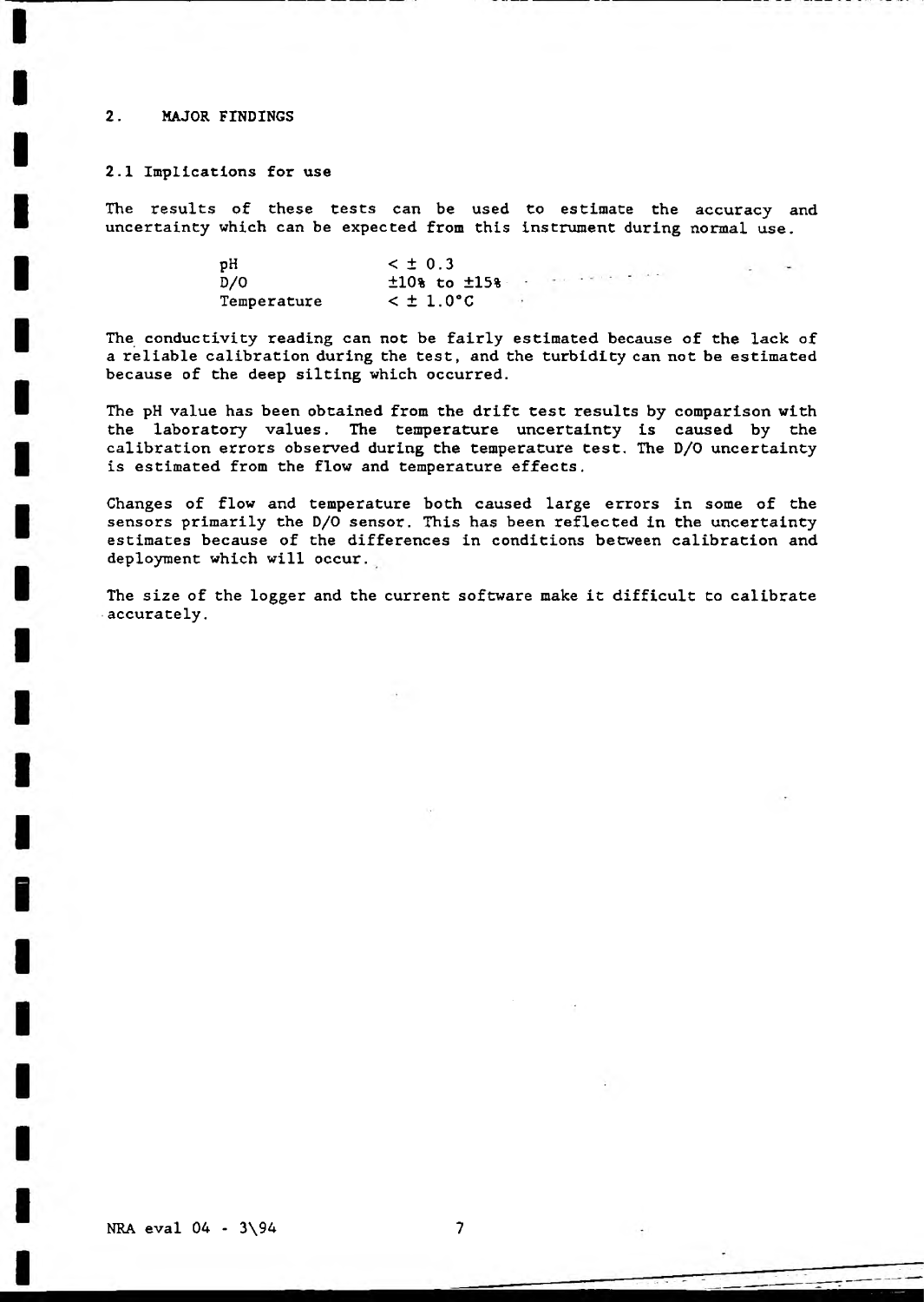## 2. MAJOR FINDINGS

### 2.1 Implications for use

The results of these tests can be used to estimate the accuracy and uncertainty which can be expected from this instrument during normal use.

| | |
|---|---|
| pH | $< \pm 0.3$ |
| D/O | $\pm 10\%$ to $\pm 15\%$ |
| Temperature | $< \pm 1.0°C$ |

The conductivity reading can not be fairly estimated because of the lack of a reliable calibration during the test, and the turbidity can not be estimated because of the deep silting which occurred.

The pH value has been obtained from the drift test results by comparison with the laboratory values. The temperature uncertainty is caused by the calibration errors observed during the temperature test. The D/O uncertainty is estimated from the flow and temperature effects.

Changes of flow and temperature both caused large errors in some of the sensors primarily the D/O sensor. This has been reflected in the uncertainty estimates because of the differences in conditions between calibration and deployment which will occur.

The size of the logger and the current software make it difficult to calibrate accurately.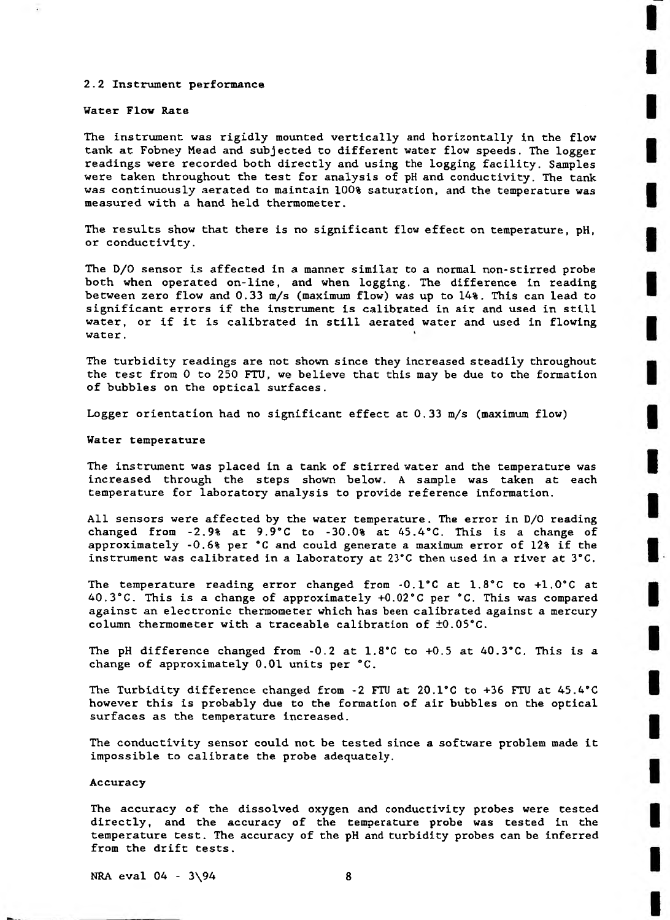## 2.2 Instrument performance

### Water Flow Rate

The instrument was rigidly mounted vertically and horizontally in the flow tank at Fobney Mead and subjected to different water flow speeds. The logger readings were recorded both directly and using the logging facility. Samples were taken throughout the test for analysis of pH and conductivity. The tank was continuously aerated to maintain 100% saturation, and the temperature was measured with a hand held thermometer.

The results show that there is no significant flow effect on temperature, pH, or conductivity.

The D/O sensor is affected in a manner similar to a normal non-stirred probe both when operated on-line, and when logging. The difference in reading between zero flow and 0.33 m/s (maximum flow) was up to 14%. This can lead to significant errors if the instrument is calibrated in air and used in still water, or if it is calibrated in still aerated water and used in flowing water.

The turbidity readings are not shown since they increased steadily throughout the test from 0 to 250 FTU, we believe that this may be due to the formation of bubbles on the optical surfaces.

Logger orientation had no significant effect at 0.33 m/s (maximum flow)

### Water temperature

The instrument was placed in a tank of stirred water and the temperature was increased through the steps shown below. A sample was taken at each temperature for laboratory analysis to provide reference information.

All sensors were affected by the water temperature. The error in D/O reading changed from -2.9% at 9.9°C to -30.0% at 45.4°C. This is a change of approximately -0.6% per °C and could generate a maximum error of 12% if the instrument was calibrated in a laboratory at 23°C then used in a river at 3°C.

The temperature reading error changed from -0.1°C at 1.8°C to +1.0°C at 40.3°C. This is a change of approximately +0.02°C per °C. This was compared against an electronic thermometer which has been calibrated against a mercury column thermometer with a traceable calibration of ±0.05°C.

The pH difference changed from -0.2 at 1.8°C to +0.5 at 40.3°C. This is a change of approximately 0.01 units per °C.

The Turbidity difference changed from -2 FTU at 20.1°C to +36 FTU at 45.4°C however this is probably due to the formation of air bubbles on the optical surfaces as the temperature increased.

The conductivity sensor could not be tested since a software problem made it impossible to calibrate the probe adequately.

### Accuracy

The accuracy of the dissolved oxygen and conductivity probes were tested directly, and the accuracy of the temperature probe was tested in the temperature test. The accuracy of the pH and turbidity probes can be inferred from the drift tests.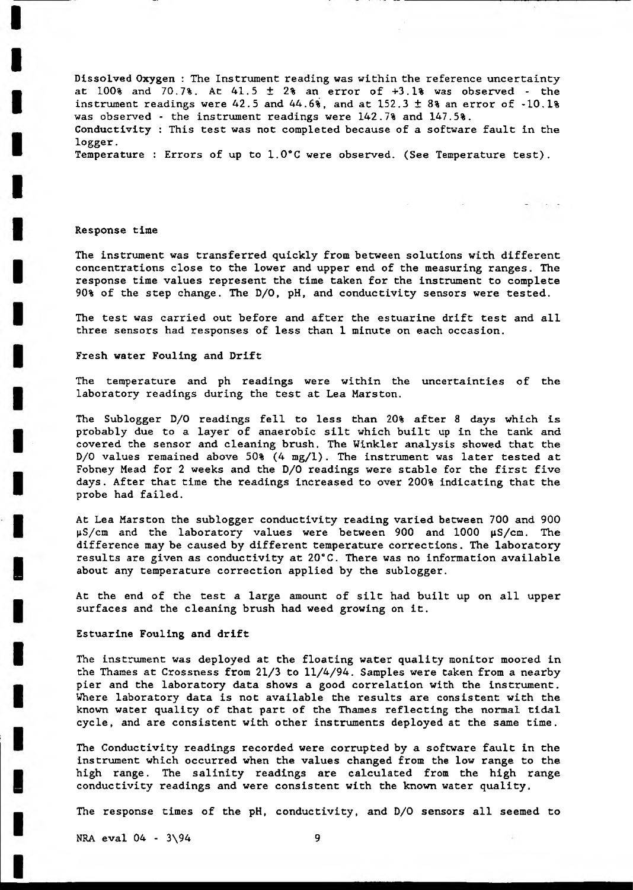Dissolved Oxygen : The Instrument reading was within the reference uncertainty at 100% and 70.7%. At 41.5 ± 2% an error of +3.1% was observed - the instrument readings were 42.5 and 44.6%, and at 152.3 ± 8% an error of -10.1% was observed - the instrument readings were 142.7% and 147.5%.
Conductivity : This test was not completed because of a software fault in the logger.
Temperature : Errors of up to 1.0°C were observed. (See Temperature test).

## Response time

The instrument was transferred quickly from between solutions with different concentrations close to the lower and upper end of the measuring ranges. The response time values represent the time taken for the instrument to complete 90% of the step change. The D/O, pH, and conductivity sensors were tested.

The test was carried out before and after the estuarine drift test and all three sensors had responses of less than 1 minute on each occasion.

## Fresh water Fouling and Drift

The temperature and ph readings were within the uncertainties of the laboratory readings during the test at Lea Marston.

The Sublogger D/O readings fell to less than 20% after 8 days which is probably due to a layer of anaerobic silt which built up in the tank and covered the sensor and cleaning brush. The Winkler analysis showed that the D/O values remained above 50% (4 mg/l). The instrument was later tested at Fobney Mead for 2 weeks and the D/O readings were stable for the first five days. After that time the readings increased to over 200% indicating that the probe had failed.

At Lea Marston the sublogger conductivity reading varied between 700 and 900 µS/cm and the laboratory values were between 900 and 1000 µS/cm. The difference may be caused by different temperature corrections. The laboratory results are given as conductivity at 20°C. There was no information available about any temperature correction applied by the sublogger.

At the end of the test a large amount of silt had built up on all upper surfaces and the cleaning brush had weed growing on it.

## Estuarine Fouling and drift

The instrument was deployed at the floating water quality monitor moored in the Thames at Crossness from 21/3 to 11/4/94. Samples were taken from a nearby pier and the laboratory data shows a good correlation with the instrument. Where laboratory data is not available the results are consistent with the known water quality of that part of the Thames reflecting the normal tidal cycle, and are consistent with other instruments deployed at the same time.

The Conductivity readings recorded were corrupted by a software fault in the instrument which occurred when the values changed from the low range to the high range. The salinity readings are calculated from the high range conductivity readings and were consistent with the known water quality.

The response times of the pH, conductivity, and D/O sensors all seemed to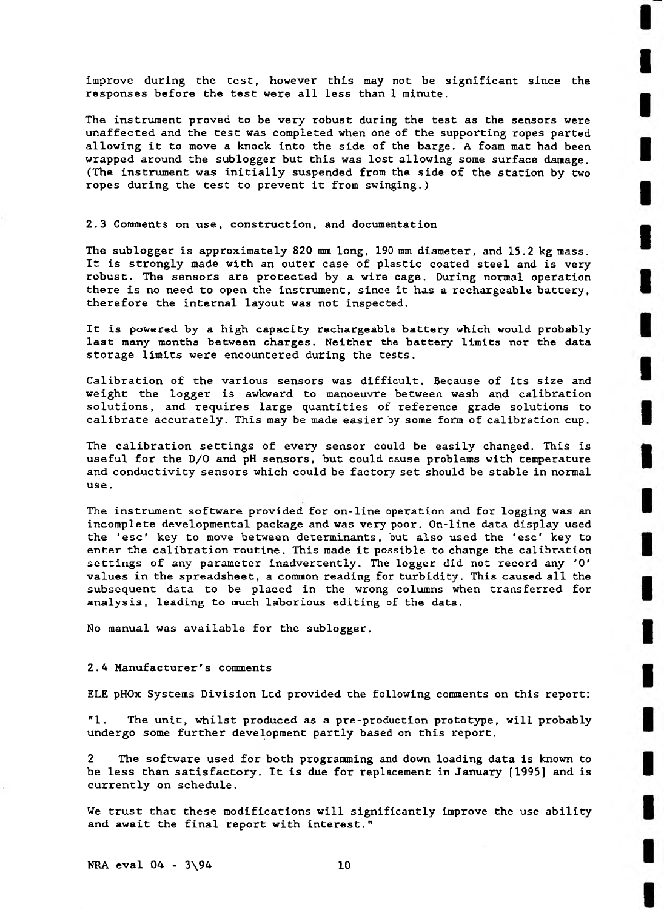improve during the test, however this may not be significant since the responses before the test were all less than 1 minute.

The instrument proved to be very robust during the test as the sensors were unaffected and the test was completed when one of the supporting ropes parted allowing it to move a knock into the side of the barge. A foam mat had been wrapped around the sublogger but this was lost allowing some surface damage. (The instrument was initially suspended from the side of the station by two ropes during the test to prevent it from swinging.)

### 2.3 Comments on use, construction, and documentation

The sublogger is approximately 820 mm long, 190 mm diameter, and 15.2 kg mass. It is strongly made with an outer case of plastic coated steel and is very robust. The sensors are protected by a wire cage. During normal operation there is no need to open the instrument, since it has a rechargeable battery, therefore the internal layout was not inspected.

It is powered by a high capacity rechargeable battery which would probably last many months between charges. Neither the battery limits nor the data storage limits were encountered during the tests.

Calibration of the various sensors was difficult. Because of its size and weight the logger is awkward to manoeuvre between wash and calibration solutions, and requires large quantities of reference grade solutions to calibrate accurately. This may be made easier by some form of calibration cup.

The calibration settings of every sensor could be easily changed. This is useful for the D/O and pH sensors, but could cause problems with temperature and conductivity sensors which could be factory set should be stable in normal use.

The instrument software provided for on-line operation and for logging was an incomplete developmental package and was very poor. On-line data display used the 'esc' key to move between determinants, but also used the 'esc' key to enter the calibration routine. This made it possible to change the calibration settings of any parameter inadvertently. The logger did not record any '0' values in the spreadsheet, a common reading for turbidity. This caused all the subsequent data to be placed in the wrong columns when transferred for analysis, leading to much laborious editing of the data.

No manual was available for the sublogger.

### 2.4 Manufacturer's comments

ELE pHOx Systems Division Ltd provided the following comments on this report:

"1. The unit, whilst produced as a pre-production prototype, will probably undergo some further development partly based on this report.

2 The software used for both programming and down loading data is known to be less than satisfactory. It is due for replacement in January [1995] and is currently on schedule.

We trust that these modifications will significantly improve the use ability and await the final report with interest."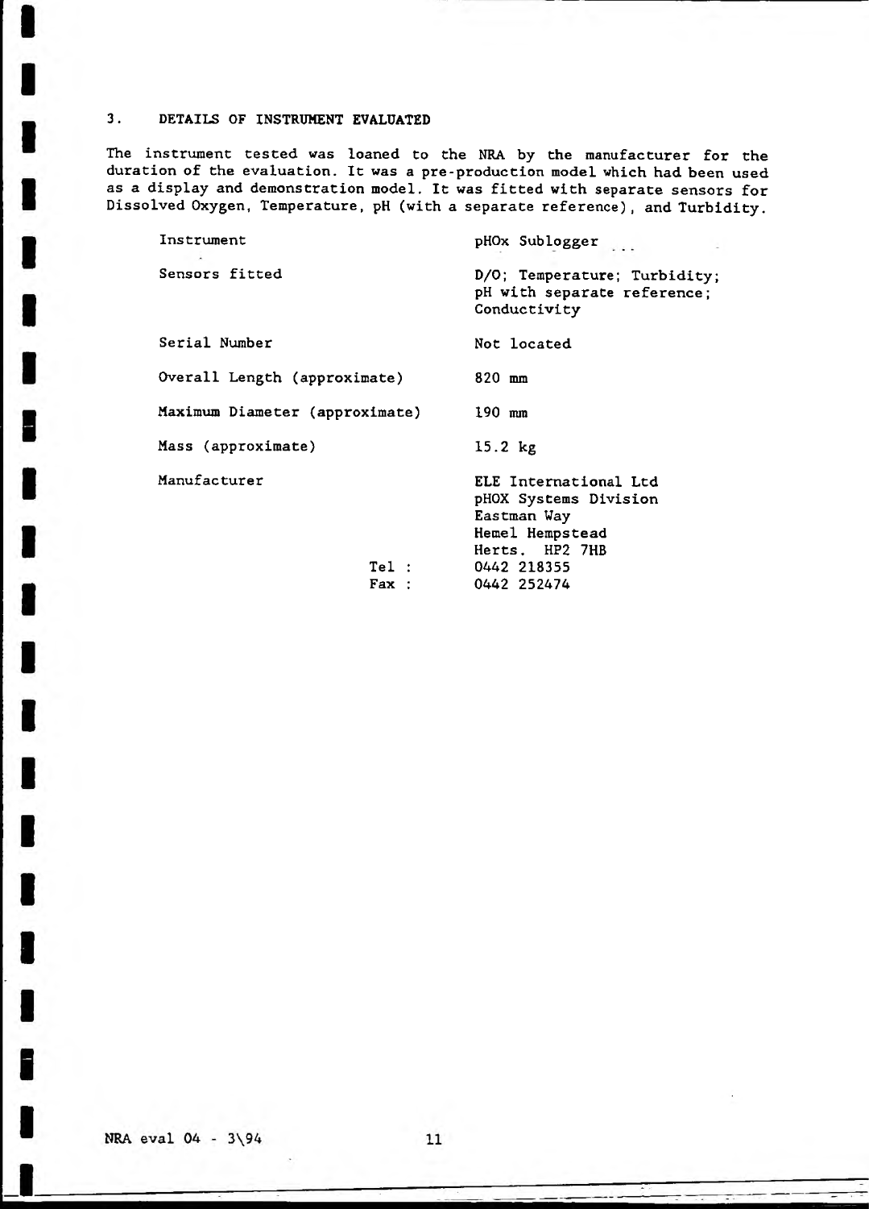## 3. DETAILS OF INSTRUMENT EVALUATED

The instrument tested was loaned to the NRA by the manufacturer for the duration of the evaluation. It was a pre-production model which had been used as a display and demonstration model. It was fitted with separate sensors for Dissolved Oxygen, Temperature, pH (with a separate reference), and Turbidity.

| | |
|---|---|
| Instrument | pHOx Sublogger |
| Sensors fitted | D/O; Temperature; Turbidity; pH with separate reference; Conductivity |
| Serial Number | Not located |
| Overall Length (approximate) | 820 mm |
| Maximum Diameter (approximate) | 190 mm |
| Mass (approximate) | 15.2 kg |
| Manufacturer | ELE International Ltd<br>pHOX Systems Division<br>Eastman Way<br>Hemel Hempstead<br>Herts. HP2 7HB |
| Tel : | 0442 218355 |
| Fax : | 0442 252474 |

NRA eval 04 - 3\94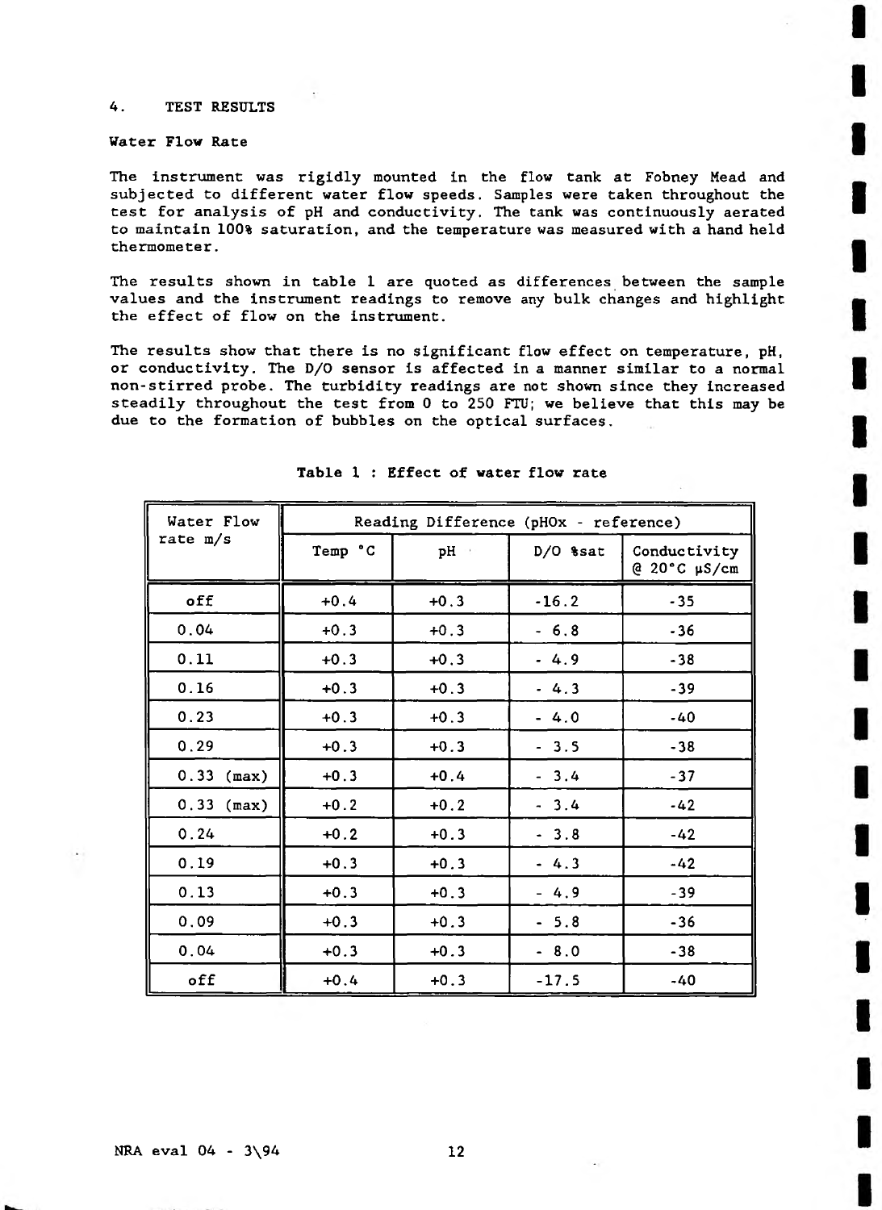## 4. TEST RESULTS

### Water Flow Rate

The instrument was rigidly mounted in the flow tank at Fobney Mead and subjected to different water flow speeds. Samples were taken throughout the test for analysis of pH and conductivity. The tank was continuously aerated to maintain 100% saturation, and the temperature was measured with a hand held thermometer.

The results shown in table 1 are quoted as differences between the sample values and the instrument readings to remove any bulk changes and highlight the effect of flow on the instrument.

The results show that there is no significant flow effect on temperature, pH, or conductivity. The D/O sensor is affected in a manner similar to a normal non-stirred probe. The turbidity readings are not shown since they increased steadily throughout the test from 0 to 250 FTU; we believe that this may be due to the formation of bubbles on the optical surfaces.

**Table 1 : Effect of water flow rate**

| Water Flow rate m/s | Reading Difference (pHOx - reference) | | | |
|---|---|---|---|---|
| | Temp °C | pH | D/O %sat | Conductivity @ 20°C µS/cm |
| off | +0.4 | +0.3 | -16.2 | -35 |
| 0.04 | +0.3 | +0.3 | - 6.8 | -36 |
| 0.11 | +0.3 | +0.3 | - 4.9 | -38 |
| 0.16 | +0.3 | +0.3 | - 4.3 | -39 |
| 0.23 | +0.3 | +0.3 | - 4.0 | -40 |
| 0.29 | +0.3 | +0.3 | - 3.5 | -38 |
| 0.33 (max) | +0.3 | +0.4 | - 3.4 | -37 |
| 0.33 (max) | +0.2 | +0.2 | - 3.4 | -42 |
| 0.24 | +0.2 | +0.3 | - 3.8 | -42 |
| 0.19 | +0.3 | +0.3 | - 4.3 | -42 |
| 0.13 | +0.3 | +0.3 | - 4.9 | -39 |
| 0.09 | +0.3 | +0.3 | - 5.8 | -36 |
| 0.04 | +0.3 | +0.3 | - 8.0 | -38 |
| off | +0.4 | +0.3 | -17.5 | -40 |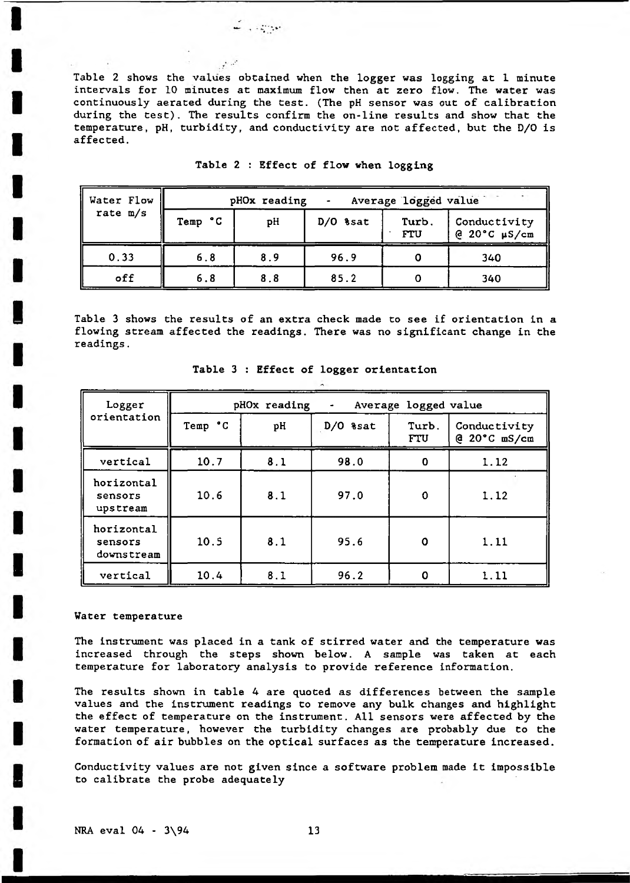Table 2 shows the values obtained when the logger was logging at 1 minute intervals for 10 minutes at maximum flow then at zero flow. The water was continuously aerated during the test. (The pH sensor was out of calibration during the test). The results confirm the on-line results and show that the temperature, pH, turbidity, and conductivity are not affected, but the D/O is affected.

**Table 2 : Effect of flow when logging**

| Water Flow rate m/s | pHOx reading - Average logged value | | | | |
|---|---|---|---|---|---|
| | Temp °C | pH | D/O %sat | Turb. FTU | Conductivity @ 20°C µS/cm |
| 0.33 | 6.8 | 8.9 | 96.9 | 0 | 340 |
| off | 6.8 | 8.8 | 85.2 | 0 | 340 |

Table 3 shows the results of an extra check made to see if orientation in a flowing stream affected the readings. There was no significant change in the readings.

**Table 3 : Effect of logger orientation**

| Logger orientation | pHOx reading - Average logged value | | | | |
|---|---|---|---|---|---|
| | Temp °C | pH | D/O %sat | Turb. FTU | Conductivity @ 20°C mS/cm |
| vertical | 10.7 | 8.1 | 98.0 | 0 | 1.12 |
| horizontal sensors upstream | 10.6 | 8.1 | 97.0 | 0 | 1.12 |
| horizontal sensors downstream | 10.5 | 8.1 | 95.6 | 0 | 1.11 |
| vertical | 10.4 | 8.1 | 96.2 | 0 | 1.11 |

Water temperature

The instrument was placed in a tank of stirred water and the temperature was increased through the steps shown below. A sample was taken at each temperature for laboratory analysis to provide reference information.

The results shown in table 4 are quoted as differences between the sample values and the instrument readings to remove any bulk changes and highlight the effect of temperature on the instrument. All sensors were affected by the water temperature, however the turbidity changes are probably due to the formation of air bubbles on the optical surfaces as the temperature increased.

Conductivity values are not given since a software problem made it impossible to calibrate the probe adequately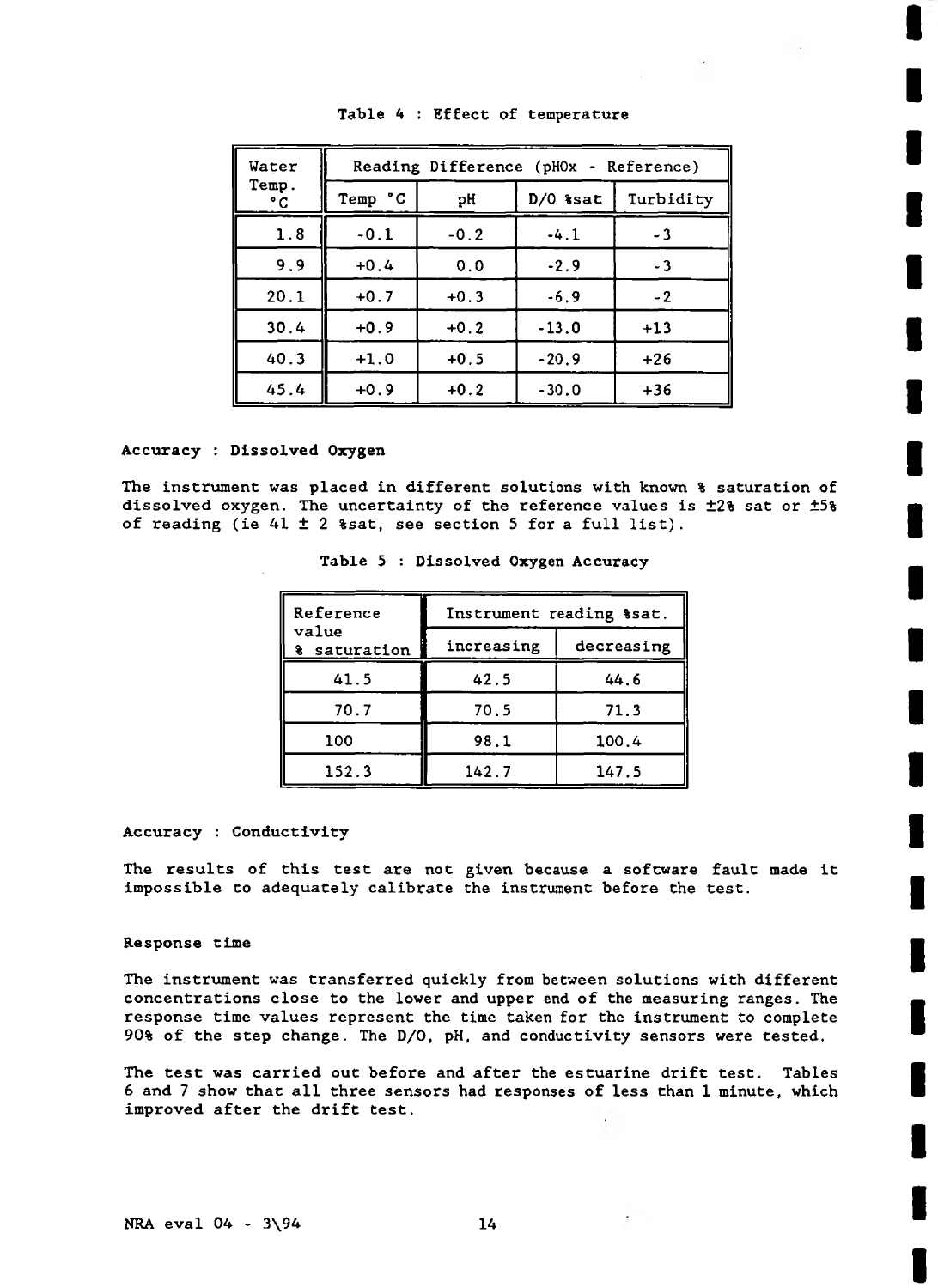Table 4 : Effect of temperature

| Water Temp. °C | Reading Difference (pHOx - Reference) | | | |
|---|---|---|---|---|
| | Temp °C | pH | D/O %sat | Turbidity |
| 1.8 | -0.1 | -0.2 | -4.1 | -3 |
| 9.9 | +0.4 | 0.0 | -2.9 | -3 |
| 20.1 | +0.7 | +0.3 | -6.9 | -2 |
| 30.4 | +0.9 | +0.2 | -13.0 | +13 |
| 40.3 | +1.0 | +0.5 | -20.9 | +26 |
| 45.4 | +0.9 | +0.2 | -30.0 | +36 |

**Accuracy : Dissolved Oxygen**

The instrument was placed in different solutions with known % saturation of dissolved oxygen. The uncertainty of the reference values is ±2% sat or ±5% of reading (ie 41 ± 2 %sat, see section 5 for a full list).

Table 5 : Dissolved Oxygen Accuracy

| Reference value % saturation | Instrument reading %sat. | |
|---|---|---|
| | increasing | decreasing |
| 41.5 | 42.5 | 44.6 |
| 70.7 | 70.5 | 71.3 |
| 100 | 98.1 | 100.4 |
| 152.3 | 142.7 | 147.5 |

**Accuracy : Conductivity**

The results of this test are not given because a software fault made it impossible to adequately calibrate the instrument before the test.

**Response time**

The instrument was transferred quickly from between solutions with different concentrations close to the lower and upper end of the measuring ranges. The response time values represent the time taken for the instrument to complete 90% of the step change. The D/O, pH, and conductivity sensors were tested.

The test was carried out before and after the estuarine drift test. Tables 6 and 7 show that all three sensors had responses of less than 1 minute, which improved after the drift test.

NRA eval 04 - 3\94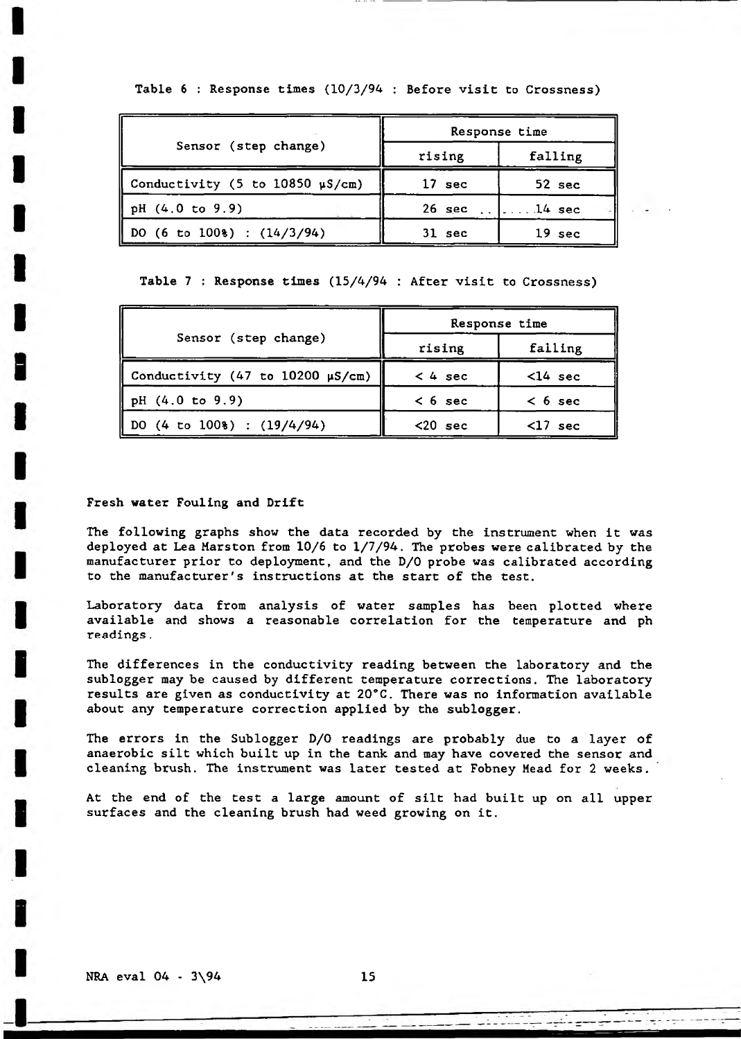Table 6 : Response times (10/3/94 : Before visit to Crossness)

| Sensor (step change) | Response time | |
|---|---|---|
| | rising | falling |
| Conductivity (5 to 10850 µS/cm) | 17 sec | 52 sec |
| pH (4.0 to 9.9) | 26 sec | 14 sec |
| DO (6 to 100%) : (14/3/94) | 31 sec | 19 sec |

Table 7 : Response times (15/4/94 : After visit to Crossness)

| Sensor (step change) | Response time | |
|---|---|---|
| | rising | falling |
| Conductivity (47 to 10200 µS/cm) | < 4 sec | <14 sec |
| pH (4.0 to 9.9) | < 6 sec | < 6 sec |
| DO (4 to 100%) : (19/4/94) | <20 sec | <17 sec |

### Fresh water Fouling and Drift

The following graphs show the data recorded by the instrument when it was deployed at Lea Marston from 10/6 to 1/7/94. The probes were calibrated by the manufacturer prior to deployment, and the D/O probe was calibrated according to the manufacturer's instructions at the start of the test.

Laboratory data from analysis of water samples has been plotted where available and shows a reasonable correlation for the temperature and ph readings.

The differences in the conductivity reading between the laboratory and the sublogger may be caused by different temperature corrections. The laboratory results are given as conductivity at 20°C. There was no information available about any temperature correction applied by the sublogger.

The errors in the Sublogger D/O readings are probably due to a layer of anaerobic silt which built up in the tank and may have covered the sensor and cleaning brush. The instrument was later tested at Fobney Mead for 2 weeks.

At the end of the test a large amount of silt had built up on all upper surfaces and the cleaning brush had weed growing on it.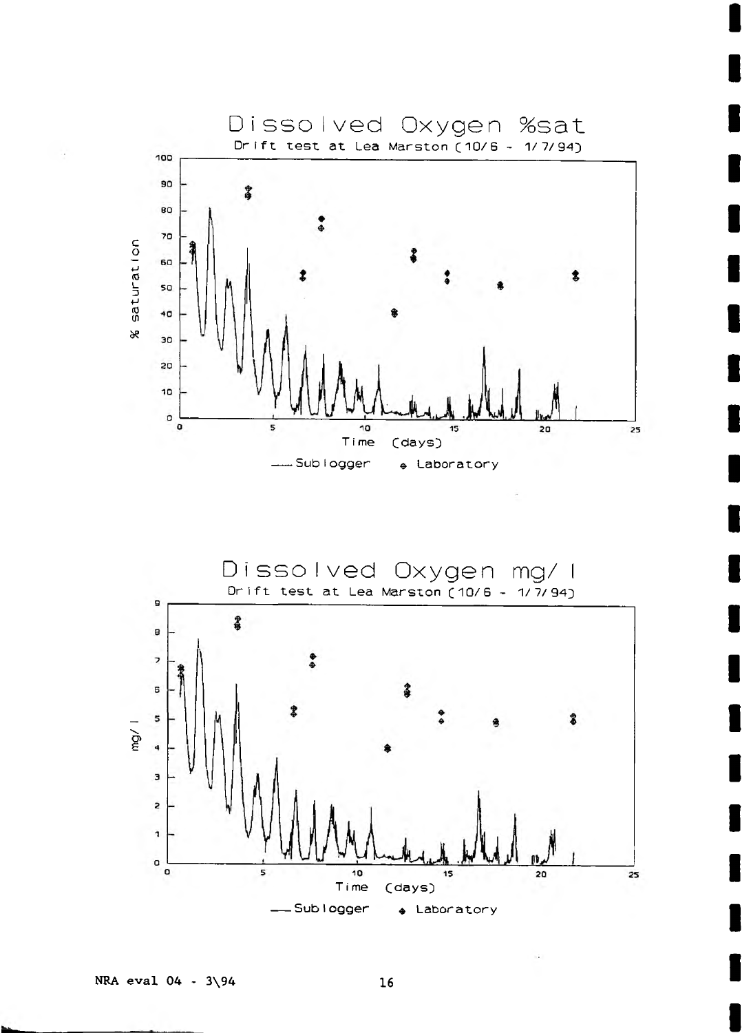Dissolved Oxygen %sat

Drift test at Lea Marston (10/6 - 1/7/94)

100
90
80
70
60
50
40
30
20
10
0

% saturation

0
5
10
15
20
25

Time (days)

—— Sublogger ◆ Laboratory

Dissolved Oxygen mg/l

Drift test at Lea Marston (10/6 - 1/7/94)

9
8
7
6
5
4
3
2
1
0

mg/l

0
5
10
15
20
25

Time (days)

—— Sublogger ◆ Laboratory

NRA eval 04 - 3\94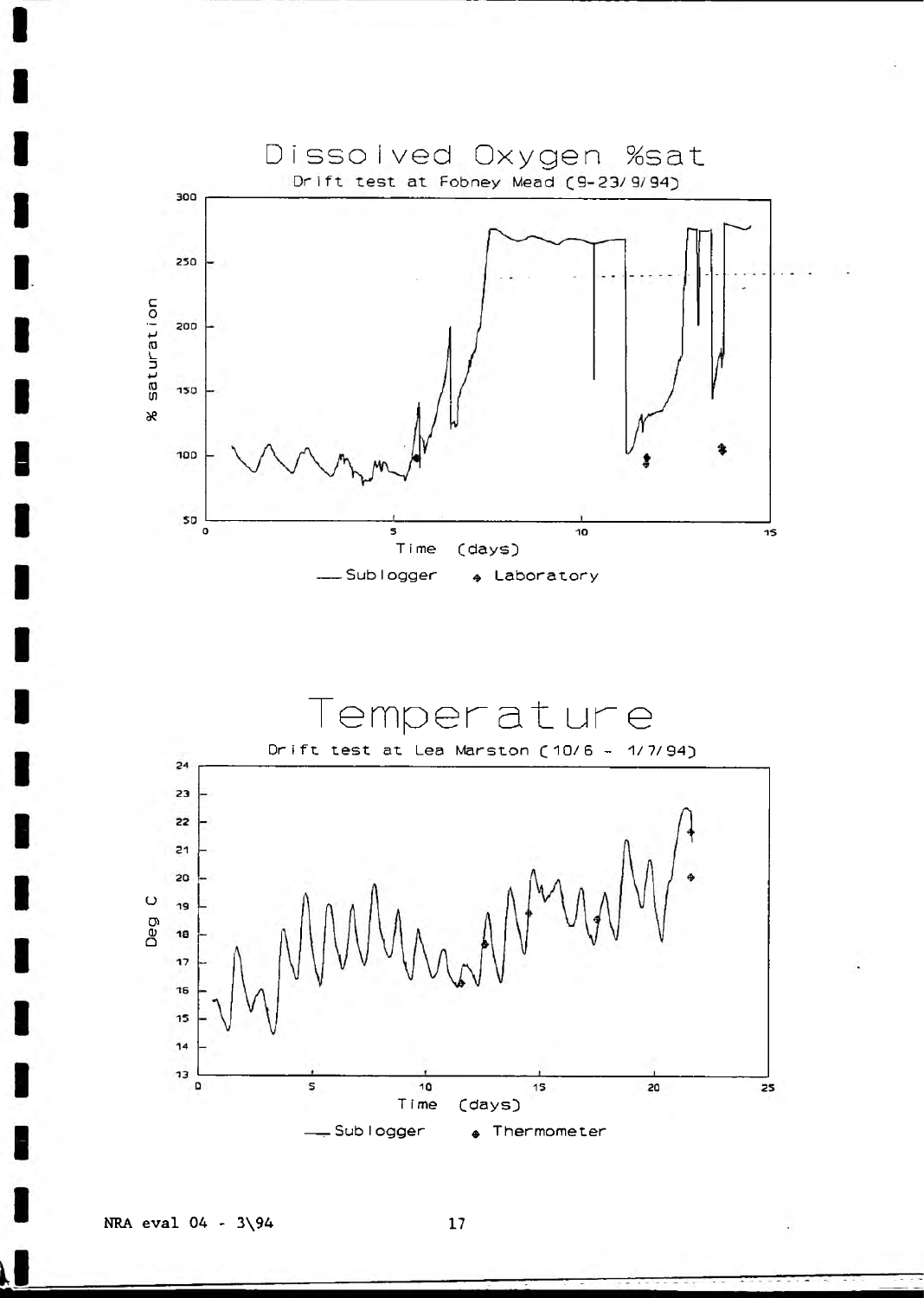## Dissolved Oxygen %sat

Drift test at Fobney Mead (9-23/9/94)

% saturation

Time (days)

— Sublogger ◆ Laboratory

## Temperature

Drift test at Lea Marston (10/6 - 1/7/94)

Deg C

Time (days)

— Sublogger ◆ Thermometer

NRA eval 04 - 3\94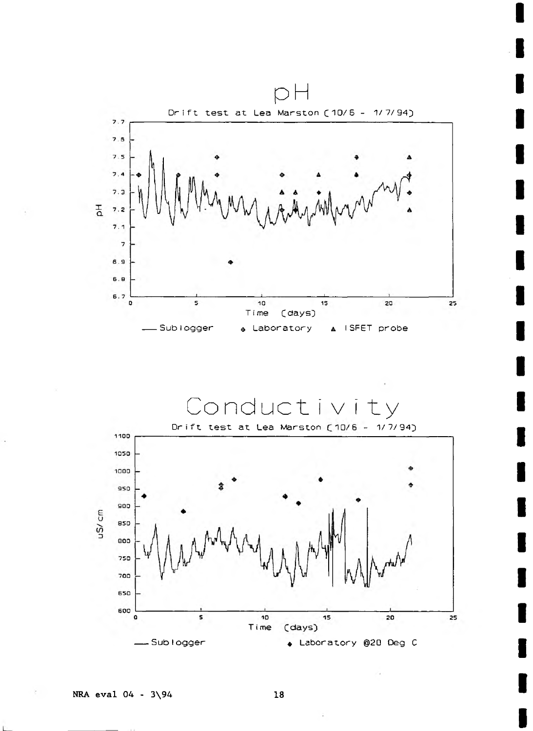pH

Drift test at Lea Marston (10/6 - 1/7/94)

7.7
7.6
7.5
7.4
7.3
7.2
7.1
7
6.9
6.8
6.7

pH

0
5
10
15
20
25

Time (days)

— Sublogger ⊕ Laboratory ▲ ISFET probe

Conductivity

Drift test at Lea Marston (10/6 - 1/7/94)

1100
1050
1000
950
900
850
800
750
700
650
600

uS/cm

0
5
10
15
20
25

Time (days)

— Sublogger ◆ Laboratory @20 Deg C

NRA eval 04 - 3\94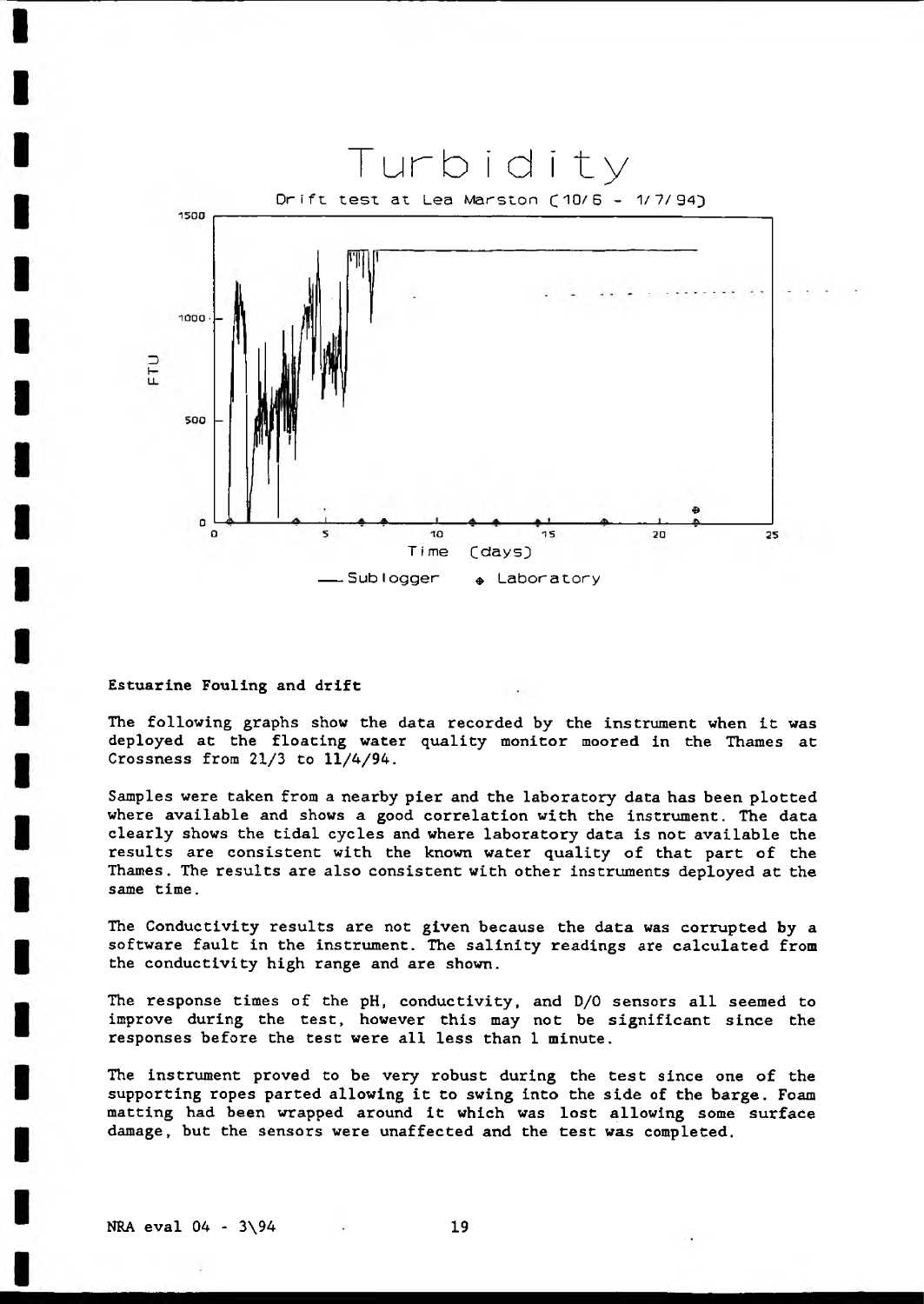Turbidity

Drift test at Lea Marston (10/6 - 1/7/94)

1500

1000

500

0

FTU

0 5 10 15 20 25

Time (days)

Sublogger Laboratory

**Estuarine Fouling and drift**

The following graphs show the data recorded by the instrument when it was deployed at the floating water quality monitor moored in the Thames at Crossness from 21/3 to 11/4/94.

Samples were taken from a nearby pier and the laboratory data has been plotted where available and shows a good correlation with the instrument. The data clearly shows the tidal cycles and where laboratory data is not available the results are consistent with the known water quality of that part of the Thames. The results are also consistent with other instruments deployed at the same time.

The Conductivity results are not given because the data was corrupted by a software fault in the instrument. The salinity readings are calculated from the conductivity high range and are shown.

The response times of the pH, conductivity, and D/O sensors all seemed to improve during the test, however this may not be significant since the responses before the test were all less than 1 minute.

The instrument proved to be very robust during the test since one of the supporting ropes parted allowing it to swing into the side of the barge. Foam matting had been wrapped around it which was lost allowing some surface damage, but the sensors were unaffected and the test was completed.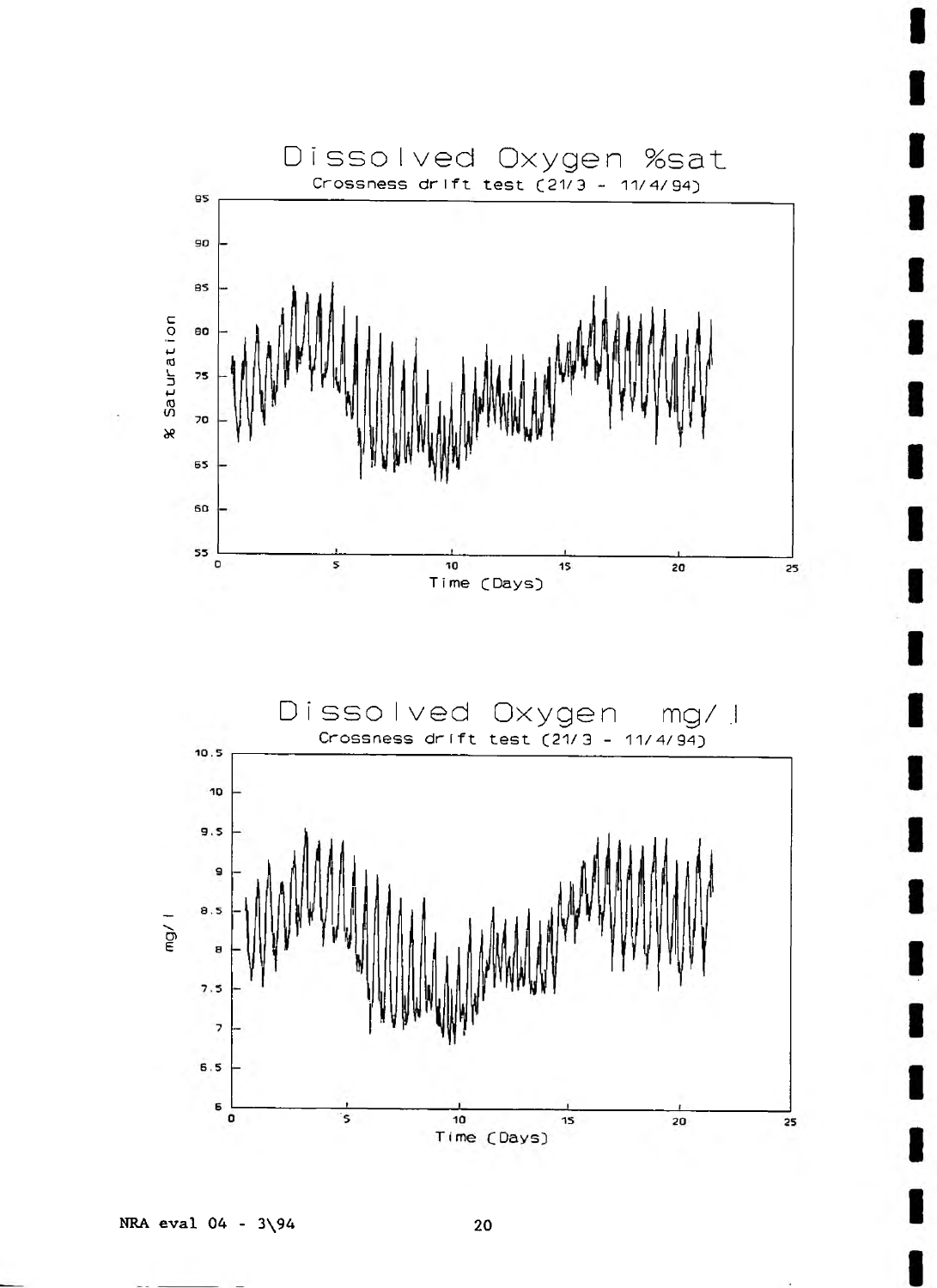Dissolved Oxygen %sat

Crossness drift test (21/3 - 11/4/94)

95
90
85
80
75
70
65
60
55

% Saturation

0
5
10
15
20
25

Time (Days)

Dissolved Oxygen mg/l

Crossness drift test (21/3 - 11/4/94)

10.5
10
9.5
9
8.5
8
7.5
7
6.5
6

mg/l

0
5
10
15
20
25

Time (Days)

NRA eval 04 - 3\94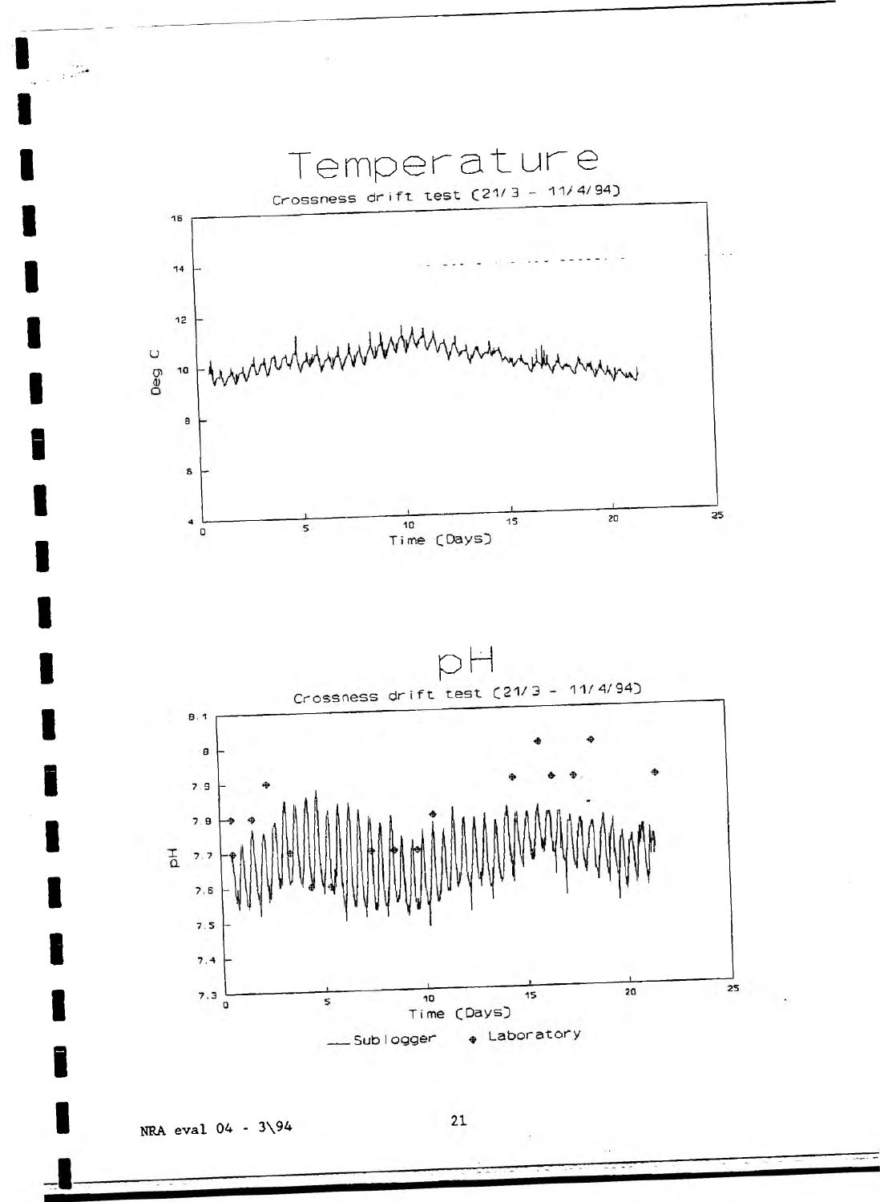Temperature

Crossness drift test (21/3 - 11/4/94)

16
14
12
10
8
6
4

Deg C

0
5
10
15
20
25

Time (Days)

pH

Crossness drift test (21/3 - 11/4/94)

8.1
8
7.9
7.8
7.7
7.6
7.5
7.4
7.3

pH

0
5
10
15
20
25

Time (Days)

Sublogger
Laboratory

NRA eval 04 - 3\94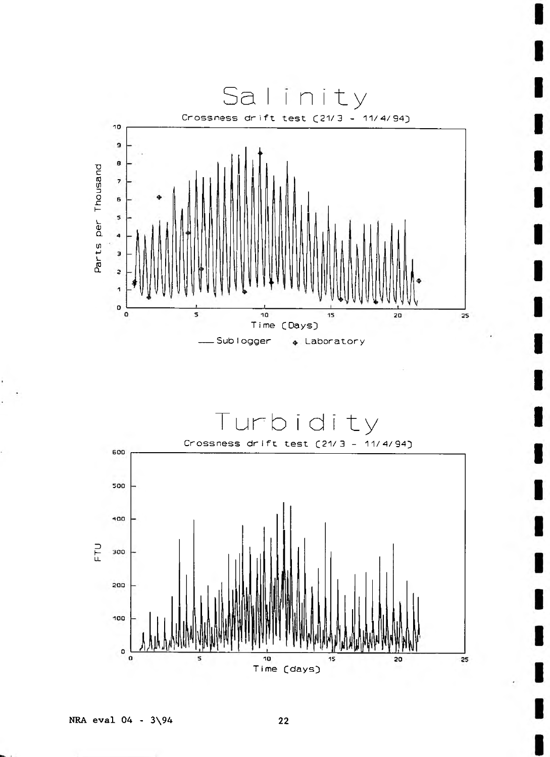# Salinity

Crossness drift test (21/3 - 11/4/94)

Parts per Thousand

Time (Days)

—— Sublogger ◆ Laboratory

# Turbidity

Crossness drift test (21/3 - 11/4/94)

FTU

Time (days)

NRA eval 04 - 3\94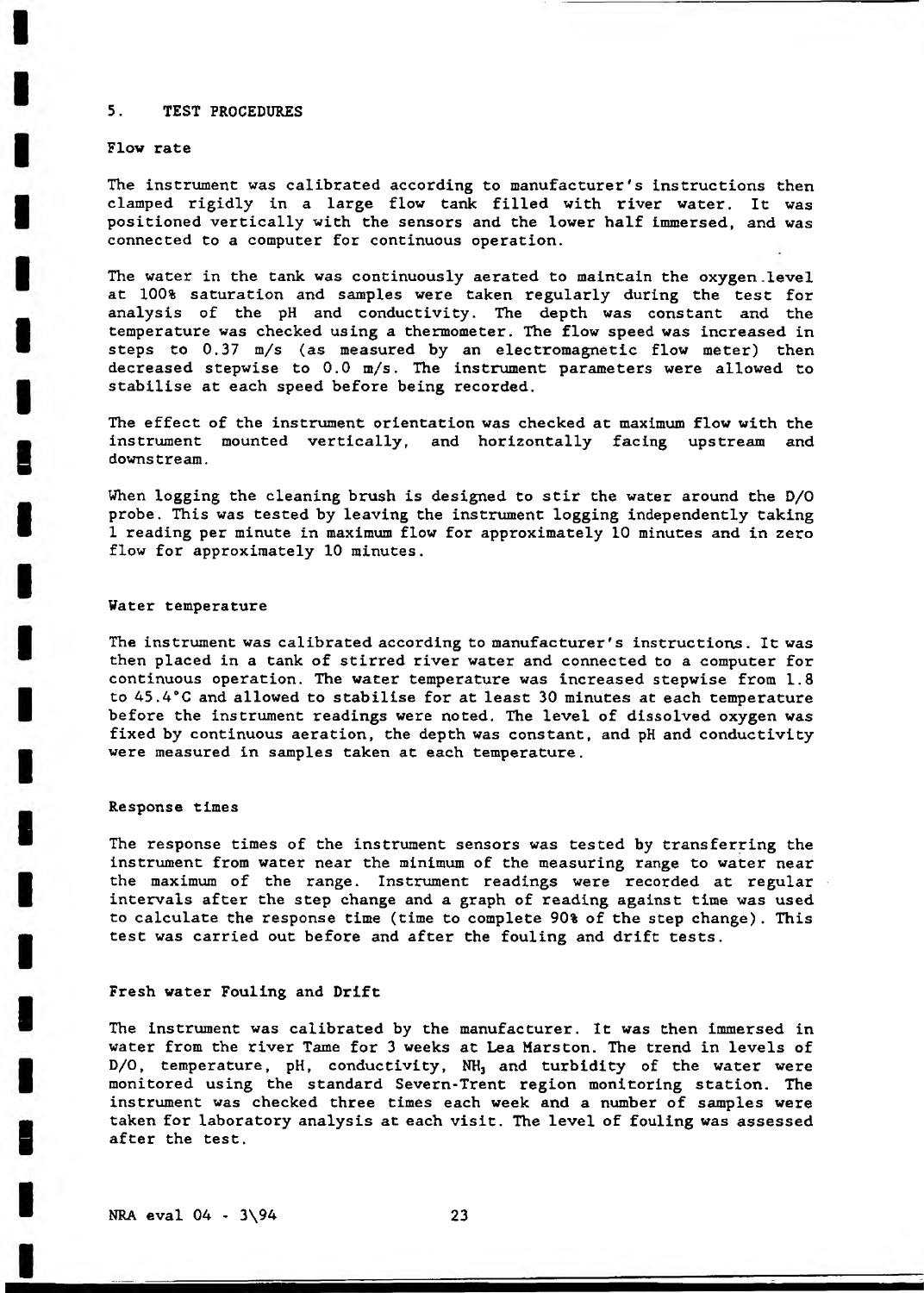## 5. TEST PROCEDURES

### Flow rate

The instrument was calibrated according to manufacturer's instructions then clamped rigidly in a large flow tank filled with river water. It was positioned vertically with the sensors and the lower half immersed, and was connected to a computer for continuous operation.

The water in the tank was continuously aerated to maintain the oxygen level at 100% saturation and samples were taken regularly during the test for analysis of the pH and conductivity. The depth was constant and the temperature was checked using a thermometer. The flow speed was increased in steps to 0.37 m/s (as measured by an electromagnetic flow meter) then decreased stepwise to 0.0 m/s. The instrument parameters were allowed to stabilise at each speed before being recorded.

The effect of the instrument orientation was checked at maximum flow with the instrument mounted vertically, and horizontally facing upstream and downstream.

When logging the cleaning brush is designed to stir the water around the D/O probe. This was tested by leaving the instrument logging independently taking 1 reading per minute in maximum flow for approximately 10 minutes and in zero flow for approximately 10 minutes.

### Water temperature

The instrument was calibrated according to manufacturer's instructions. It was then placed in a tank of stirred river water and connected to a computer for continuous operation. The water temperature was increased stepwise from 1.8 to 45.4°C and allowed to stabilise for at least 30 minutes at each temperature before the instrument readings were noted. The level of dissolved oxygen was fixed by continuous aeration, the depth was constant, and pH and conductivity were measured in samples taken at each temperature.

### Response times

The response times of the instrument sensors was tested by transferring the instrument from water near the minimum of the measuring range to water near the maximum of the range. Instrument readings were recorded at regular intervals after the step change and a graph of reading against time was used to calculate the response time (time to complete 90% of the step change). This test was carried out before and after the fouling and drift tests.

### Fresh water Fouling and Drift

The instrument was calibrated by the manufacturer. It was then immersed in water from the river Tame for 3 weeks at Lea Marston. The trend in levels of D/O, temperature, pH, conductivity, $NH_3$ and turbidity of the water were monitored using the standard Severn-Trent region monitoring station. The instrument was checked three times each week and a number of samples were taken for laboratory analysis at each visit. The level of fouling was assessed after the test.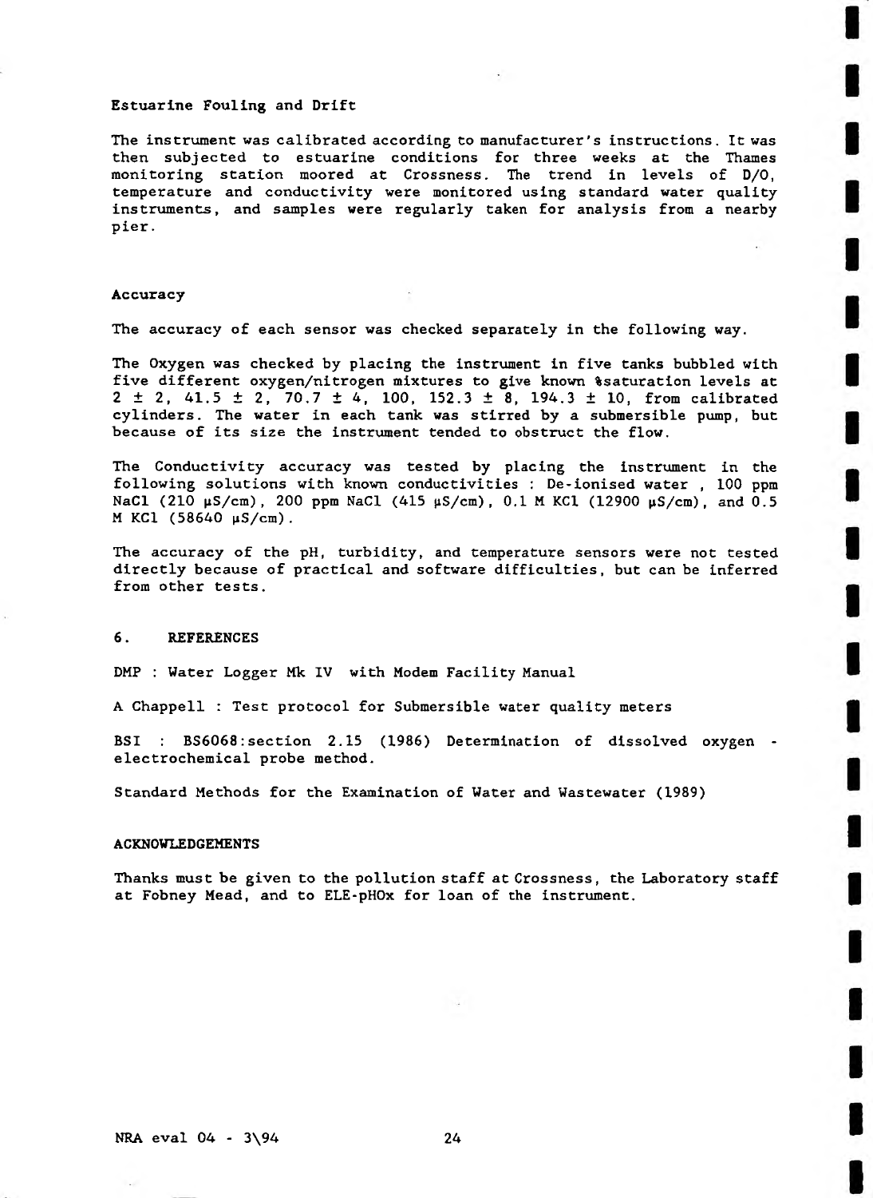### Estuarine Fouling and Drift

The instrument was calibrated according to manufacturer's instructions. It was then subjected to estuarine conditions for three weeks at the Thames monitoring station moored at Crossness. The trend in levels of D/O, temperature and conductivity were monitored using standard water quality instruments, and samples were regularly taken for analysis from a nearby pier.

### Accuracy

The accuracy of each sensor was checked separately in the following way.

The Oxygen was checked by placing the instrument in five tanks bubbled with five different oxygen/nitrogen mixtures to give known %saturation levels at 2 ± 2, 41.5 ± 2, 70.7 ± 4, 100, 152.3 ± 8, 194.3 ± 10, from calibrated cylinders. The water in each tank was stirred by a submersible pump, but because of its size the instrument tended to obstruct the flow.

The Conductivity accuracy was tested by placing the instrument in the following solutions with known conductivities : De-ionised water , 100 ppm NaCl (210 μS/cm), 200 ppm NaCl (415 μS/cm), 0.1 M KCl (12900 μS/cm), and 0.5 M KCl (58640 μS/cm).

The accuracy of the pH, turbidity, and temperature sensors were not tested directly because of practical and software difficulties, but can be inferred from other tests.

## 6. REFERENCES

DMP : Water Logger Mk IV with Modem Facility Manual

A Chappell : Test protocol for Submersible water quality meters

BSI : BS6068:section 2.15 (1986) Determination of dissolved oxygen - electrochemical probe method.

Standard Methods for the Examination of Water and Wastewater (1989)

## ACKNOWLEDGEMENTS

Thanks must be given to the pollution staff at Crossness, the Laboratory staff at Fobney Mead, and to ELE-pHOx for loan of the instrument.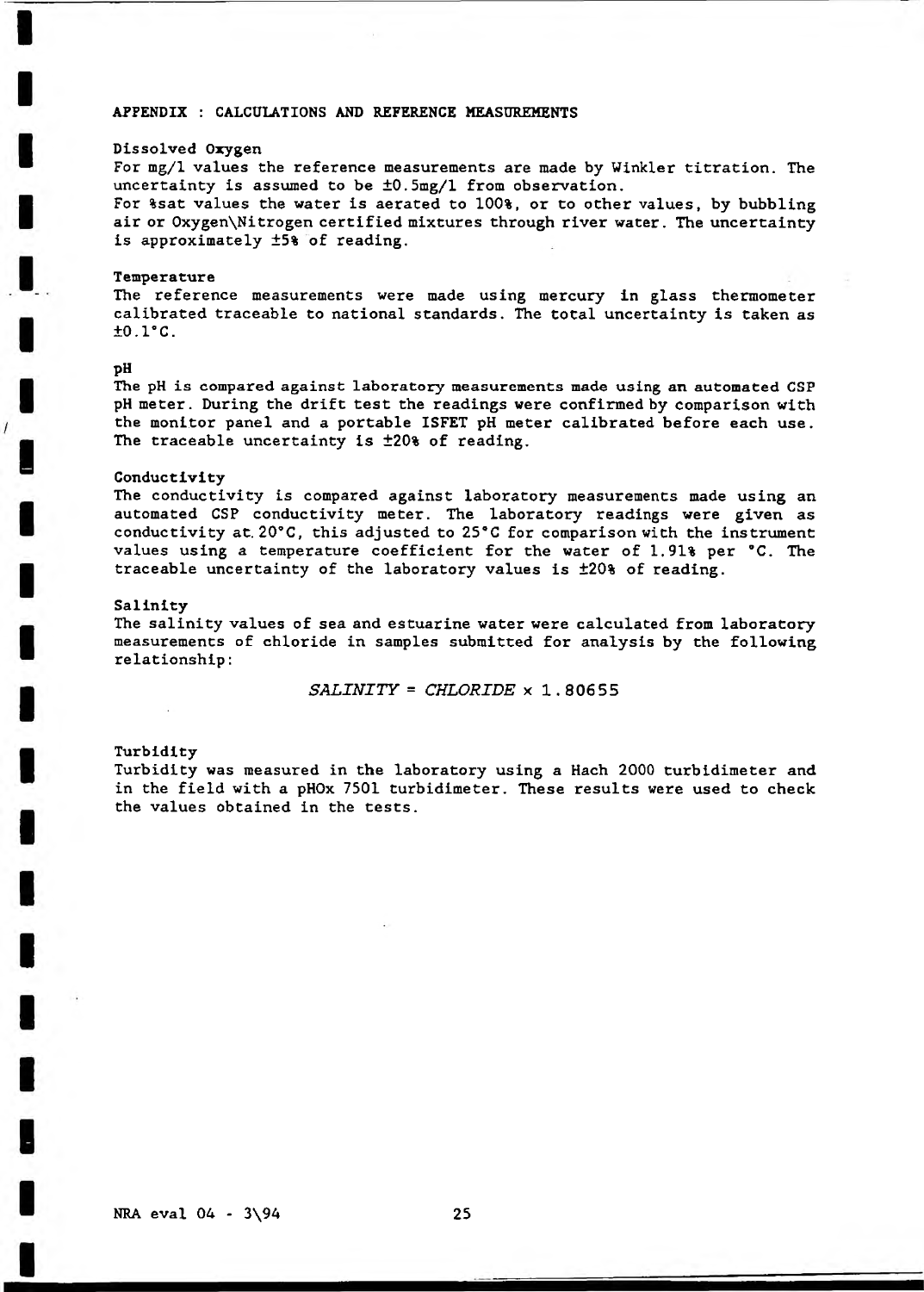## APPENDIX : CALCULATIONS AND REFERENCE MEASUREMENTS

### Dissolved Oxygen

For mg/l values the reference measurements are made by Winkler titration. The uncertainty is assumed to be ±0.5mg/l from observation.
For %sat values the water is aerated to 100%, or to other values, by bubbling air or Oxygen\Nitrogen certified mixtures through river water. The uncertainty is approximately ±5% of reading.

### Temperature

The reference measurements were made using mercury in glass thermometer calibrated traceable to national standards. The total uncertainty is taken as ±0.1°C.

### pH

The pH is compared against laboratory measurements made using an automated CSP pH meter. During the drift test the readings were confirmed by comparison with the monitor panel and a portable ISFET pH meter calibrated before each use. The traceable uncertainty is ±20% of reading.

### Conductivity

The conductivity is compared against laboratory measurements made using an automated CSP conductivity meter. The laboratory readings were given as conductivity at 20°C, this adjusted to 25°C for comparison with the instrument values using a temperature coefficient for the water of 1.91% per °C. The traceable uncertainty of the laboratory values is ±20% of reading.

### Salinity

The salinity values of sea and estuarine water were calculated from laboratory measurements of chloride in samples submitted for analysis by the following relationship:

$$SALINITY = CHLORIDE \times 1.80655$$

### Turbidity

Turbidity was measured in the laboratory using a Hach 2000 turbidimeter and in the field with a pHOx 7501 turbidimeter. These results were used to check the values obtained in the tests.